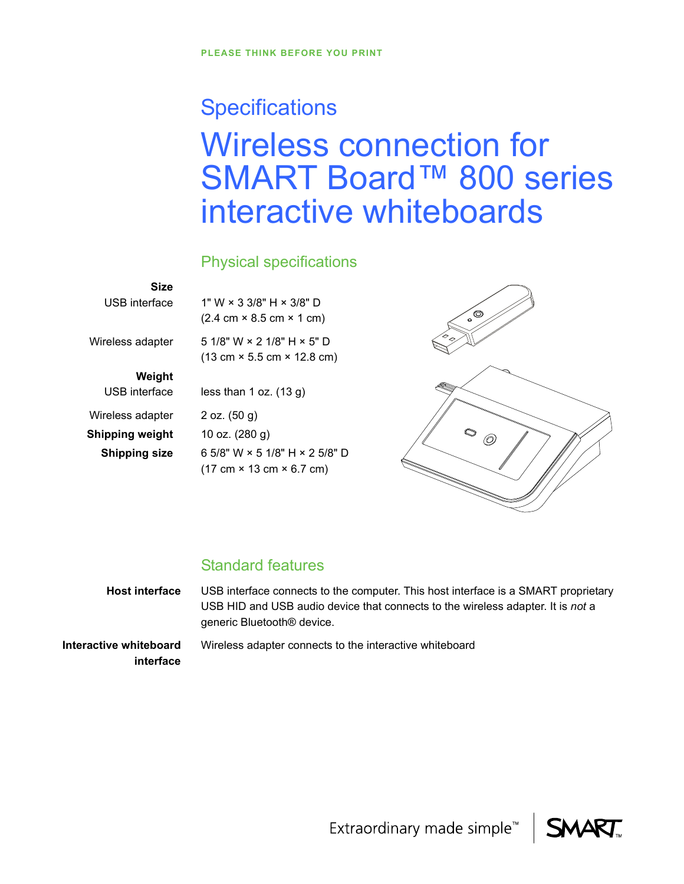PLEASE THINK BEFORE YOU PRINT

# Specifications

# Wireless connection for SMART Board™ 800 series interactive whiteboards

## Physical specifications

| | |
|---|---|
| **Size** | |
| USB interface | 1" W × 3 3/8" H × 3/8" D (2.4 cm × 8.5 cm × 1 cm) |
| Wireless adapter | 5 1/8" W × 2 1/8" H × 5" D (13 cm × 5.5 cm × 12.8 cm) |
| **Weight** | |
| USB interface | less than 1 oz. (13 g) |
| Wireless adapter | 2 oz. (50 g) |
| **Shipping weight** | 10 oz. (280 g) |
| **Shipping size** | 6 5/8" W × 5 1/8" H × 2 5/8" D (17 cm × 13 cm × 6.7 cm) |

## Standard features

| | |
|---|---|
| **Host interface** | USB interface connects to the computer. This host interface is a SMART proprietary USB HID and USB audio device that connects to the wireless adapter. It is *not* a generic Bluetooth® device. |
| **Interactive whiteboard interface** | Wireless adapter connects to the interactive whiteboard |

Extraordinary made simple™ SMART™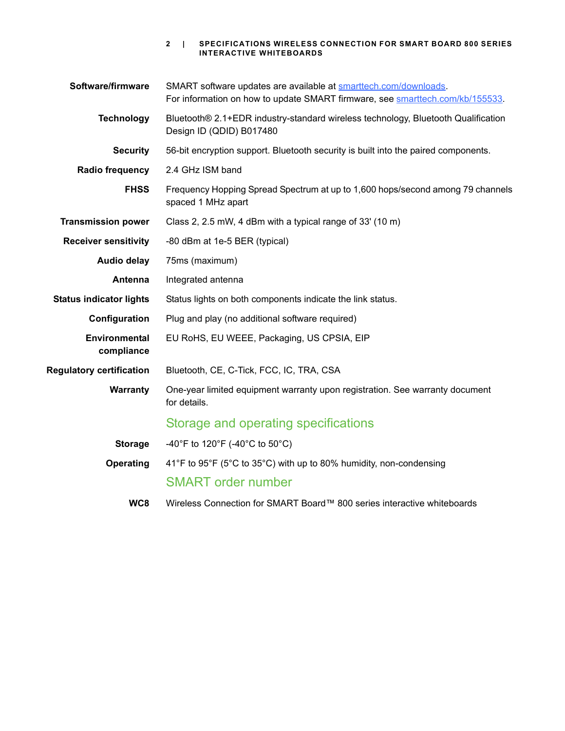| | |
|---|---|
| **Software/firmware** | SMART software updates are available at smarttech.com/downloads. For information on how to update SMART firmware, see smarttech.com/kb/155533. |
| **Technology** | Bluetooth® 2.1+EDR industry-standard wireless technology, Bluetooth Qualification Design ID (QDID) B017480 |
| **Security** | 56-bit encryption support. Bluetooth security is built into the paired components. |
| **Radio frequency** | 2.4 GHz ISM band |
| **FHSS** | Frequency Hopping Spread Spectrum at up to 1,600 hops/second among 79 channels spaced 1 MHz apart |
| **Transmission power** | Class 2, 2.5 mW, 4 dBm with a typical range of 33' (10 m) |
| **Receiver sensitivity** | -80 dBm at 1e-5 BER (typical) |
| **Audio delay** | 75ms (maximum) |
| **Antenna** | Integrated antenna |
| **Status indicator lights** | Status lights on both components indicate the link status. |
| **Configuration** | Plug and play (no additional software required) |
| **Environmental compliance** | EU RoHS, EU WEEE, Packaging, US CPSIA, EIP |
| **Regulatory certification** | Bluetooth, CE, C-Tick, FCC, IC, TRA, CSA |
| **Warranty** | One-year limited equipment warranty upon registration. See warranty document for details. |

## Storage and operating specifications

| | |
|---|---|
| **Storage** | -40°F to 120°F (-40°C to 50°C) |
| **Operating** | 41°F to 95°F (5°C to 35°C) with up to 80% humidity, non-condensing |

## SMART order number

| | |
|---|---|
| **WC8** | Wireless Connection for SMART Board™ 800 series interactive whiteboards |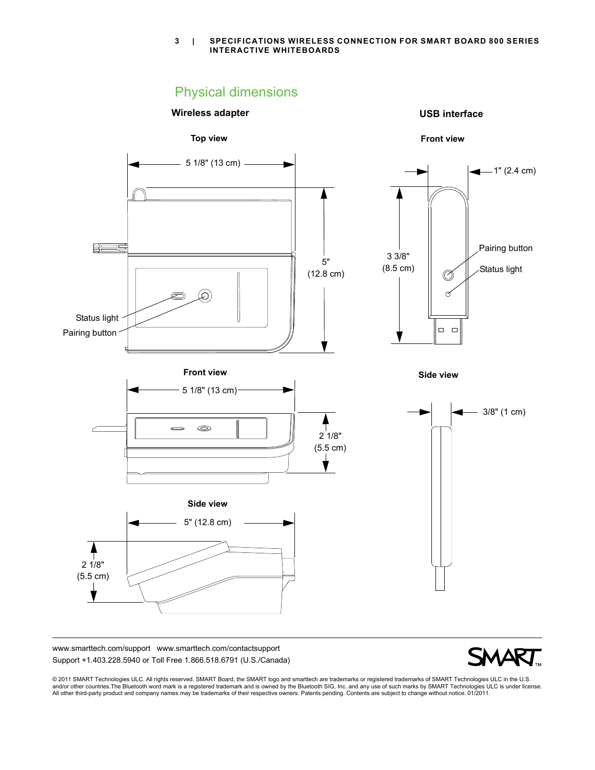## Physical dimensions

### Wireless adapter

**Top view**

5 1/8" (13 cm)

5" (12.8 cm)

Status light

Pairing button

**Front view**

5 1/8" (13 cm)

2 1/8" (5.5 cm)

**Side view**

5" (12.8 cm)

2 1/8" (5.5 cm)

### USB interface

**Front view**

1" (2.4 cm)

3 3/8" (8.5 cm)

Pairing button

Status light

**Side view**

3/8" (1 cm)

www.smarttech.com/support www.smarttech.com/contactsupport
Support +1.403.228.5940 or Toll Free 1.866.518.6791 (U.S./Canada)

© 2011 SMART Technologies ULC. All rights reserved. SMART Board, the SMART logo and smarttech are trademarks or registered trademarks of SMART Technologies ULC in the U.S. and/or other countries.The Bluetooth word mark is a registered trademark and is owned by the Bluetooth SIG, Inc. and any use of such marks by SMART Technologies ULC is under license. All other third-party product and company names may be trademarks of their respective owners. Patents pending. Contents are subject to change without notice. 01/2011.